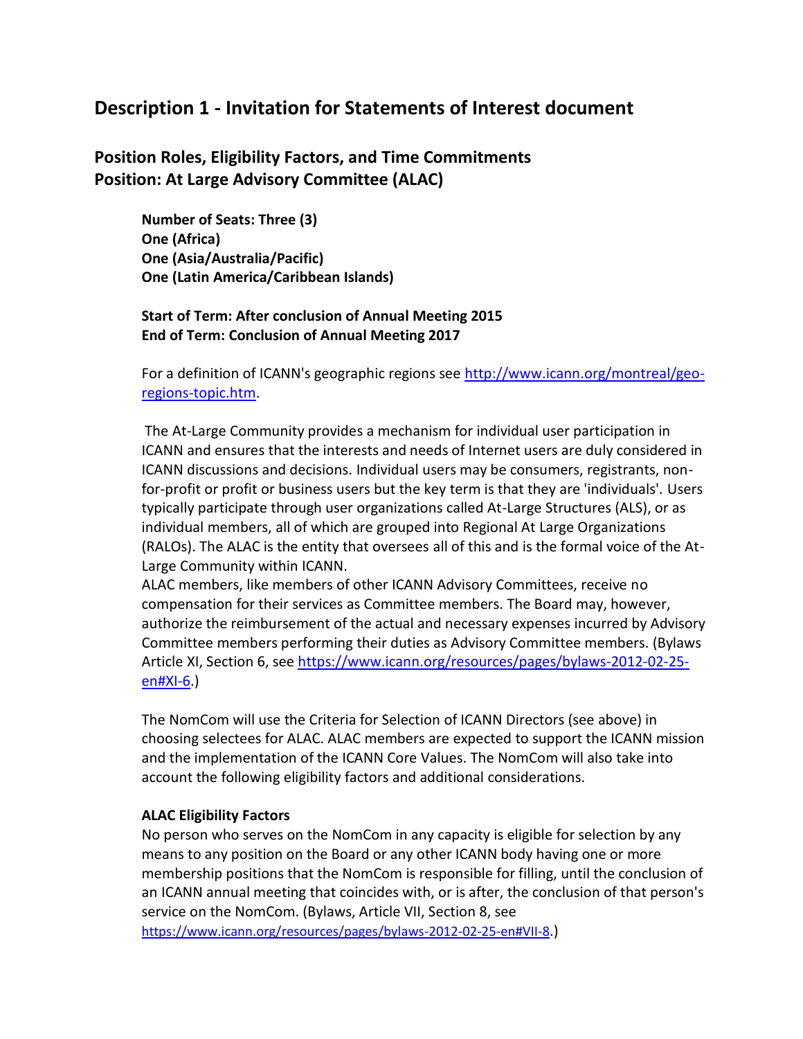## Description 1 - Invitation for Statements of Interest document

### Position Roles, Eligibility Factors, and Time Commitments
### Position: At Large Advisory Committee (ALAC)

**Number of Seats: Three (3)**
**One (Africa)**
**One (Asia/Australia/Pacific)**
**One (Latin America/Caribbean Islands)**

**Start of Term: After conclusion of Annual Meeting 2015**
**End of Term: Conclusion of Annual Meeting 2017**

For a definition of ICANN's geographic regions see [http://www.icann.org/montreal/geo-regions-topic.htm](http://www.icann.org/montreal/geo-regions-topic.htm).

The At-Large Community provides a mechanism for individual user participation in ICANN and ensures that the interests and needs of Internet users are duly considered in ICANN discussions and decisions. Individual users may be consumers, registrants, non-for-profit or profit or business users but the key term is that they are 'individuals'. Users typically participate through user organizations called At-Large Structures (ALS), or as individual members, all of which are grouped into Regional At Large Organizations (RALOs). The ALAC is the entity that oversees all of this and is the formal voice of the At-Large Community within ICANN.
ALAC members, like members of other ICANN Advisory Committees, receive no compensation for their services as Committee members. The Board may, however, authorize the reimbursement of the actual and necessary expenses incurred by Advisory Committee members performing their duties as Advisory Committee members. (Bylaws Article XI, Section 6, see [https://www.icann.org/resources/pages/bylaws-2012-02-25-en#XI-6](https://www.icann.org/resources/pages/bylaws-2012-02-25-en#XI-6).)

The NomCom will use the Criteria for Selection of ICANN Directors (see above) in choosing selectees for ALAC. ALAC members are expected to support the ICANN mission and the implementation of the ICANN Core Values. The NomCom will also take into account the following eligibility factors and additional considerations.

**ALAC Eligibility Factors**
No person who serves on the NomCom in any capacity is eligible for selection by any means to any position on the Board or any other ICANN body having one or more membership positions that the NomCom is responsible for filling, until the conclusion of an ICANN annual meeting that coincides with, or is after, the conclusion of that person's service on the NomCom. (Bylaws, Article VII, Section 8, see [https://www.icann.org/resources/pages/bylaws-2012-02-25-en#VII-8](https://www.icann.org/resources/pages/bylaws-2012-02-25-en#VII-8).)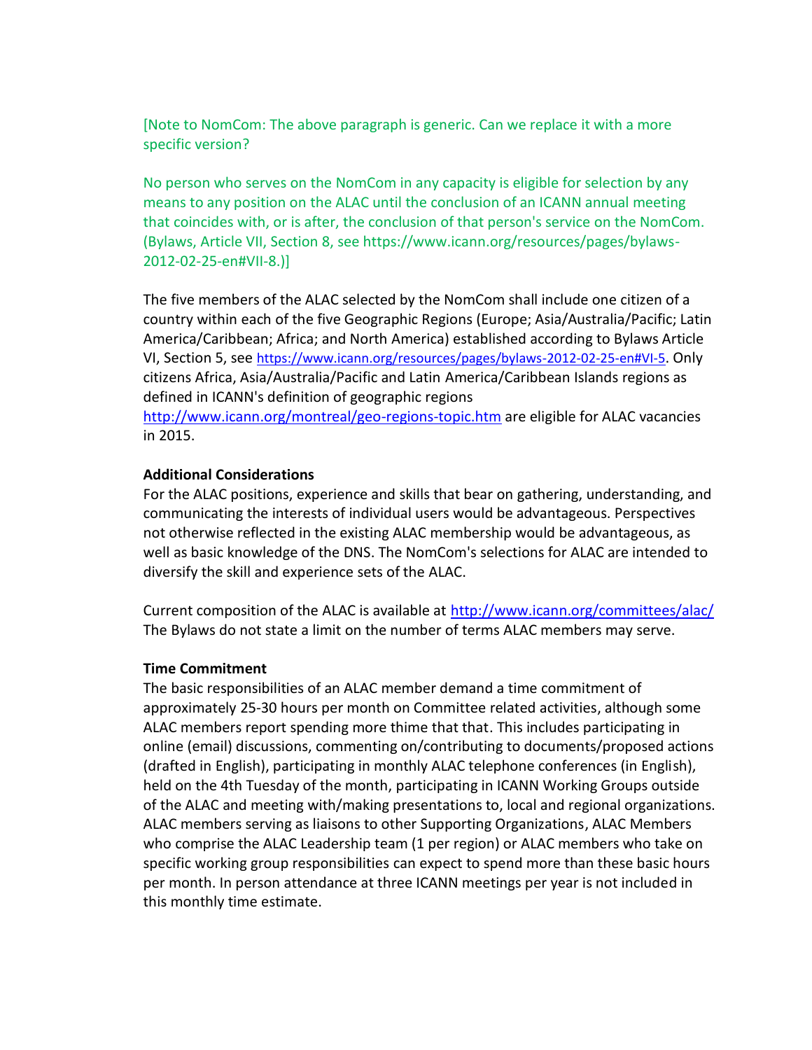[Note to NomCom: The above paragraph is generic. Can we replace it with a more specific version?

No person who serves on the NomCom in any capacity is eligible for selection by any means to any position on the ALAC until the conclusion of an ICANN annual meeting that coincides with, or is after, the conclusion of that person's service on the NomCom. (Bylaws, Article VII, Section 8, see https://www.icann.org/resources/pages/bylaws-2012-02-25-en#VII-8.)]

The five members of the ALAC selected by the NomCom shall include one citizen of a country within each of the five Geographic Regions (Europe; Asia/Australia/Pacific; Latin America/Caribbean; Africa; and North America) established according to Bylaws Article VI, Section 5, see https://www.icann.org/resources/pages/bylaws-2012-02-25-en#VI-5. Only citizens Africa, Asia/Australia/Pacific and Latin America/Caribbean Islands regions as defined in ICANN's definition of geographic regions http://www.icann.org/montreal/geo-regions-topic.htm are eligible for ALAC vacancies in 2015.

**Additional Considerations**

For the ALAC positions, experience and skills that bear on gathering, understanding, and communicating the interests of individual users would be advantageous. Perspectives not otherwise reflected in the existing ALAC membership would be advantageous, as well as basic knowledge of the DNS. The NomCom's selections for ALAC are intended to diversify the skill and experience sets of the ALAC.

Current composition of the ALAC is available at http://www.icann.org/committees/alac/ The Bylaws do not state a limit on the number of terms ALAC members may serve.

**Time Commitment**

The basic responsibilities of an ALAC member demand a time commitment of approximately 25-30 hours per month on Committee related activities, although some ALAC members report spending more thime that that. This includes participating in online (email) discussions, commenting on/contributing to documents/proposed actions (drafted in English), participating in monthly ALAC telephone conferences (in English), held on the 4th Tuesday of the month, participating in ICANN Working Groups outside of the ALAC and meeting with/making presentations to, local and regional organizations. ALAC members serving as liaisons to other Supporting Organizations, ALAC Members who comprise the ALAC Leadership team (1 per region) or ALAC members who take on specific working group responsibilities can expect to spend more than these basic hours per month. In person attendance at three ICANN meetings per year is not included in this monthly time estimate.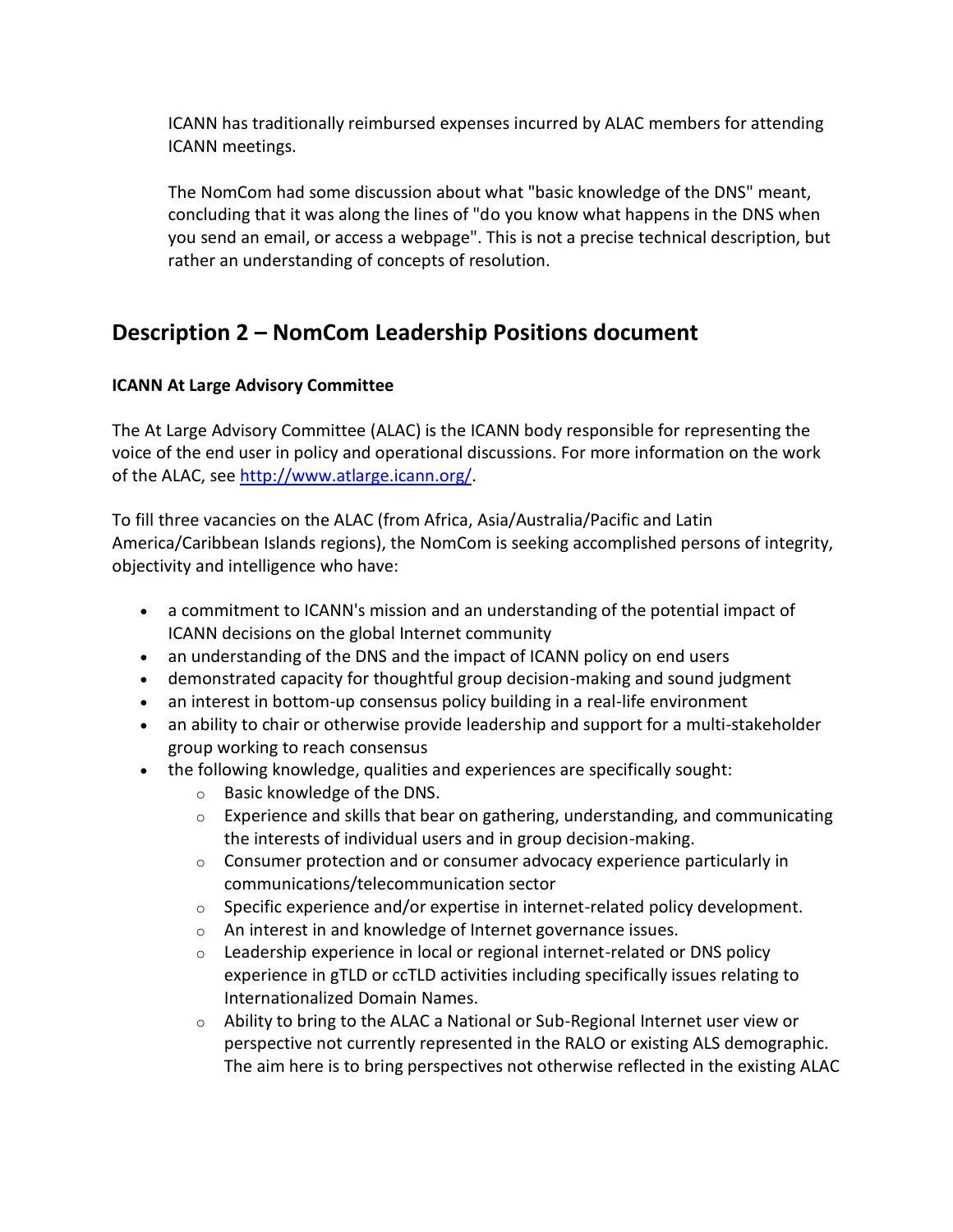ICANN has traditionally reimbursed expenses incurred by ALAC members for attending ICANN meetings.

The NomCom had some discussion about what "basic knowledge of the DNS" meant, concluding that it was along the lines of "do you know what happens in the DNS when you send an email, or access a webpage". This is not a precise technical description, but rather an understanding of concepts of resolution.

## Description 2 – NomCom Leadership Positions document

**ICANN At Large Advisory Committee**

The At Large Advisory Committee (ALAC) is the ICANN body responsible for representing the voice of the end user in policy and operational discussions. For more information on the work of the ALAC, see [http://www.atlarge.icann.org/](http://www.atlarge.icann.org/).

To fill three vacancies on the ALAC (from Africa, Asia/Australia/Pacific and Latin America/Caribbean Islands regions), the NomCom is seeking accomplished persons of integrity, objectivity and intelligence who have:

- a commitment to ICANN's mission and an understanding of the potential impact of ICANN decisions on the global Internet community
- an understanding of the DNS and the impact of ICANN policy on end users
- demonstrated capacity for thoughtful group decision-making and sound judgment
- an interest in bottom-up consensus policy building in a real-life environment
- an ability to chair or otherwise provide leadership and support for a multi-stakeholder group working to reach consensus
- the following knowledge, qualities and experiences are specifically sought:
  - Basic knowledge of the DNS.
  - Experience and skills that bear on gathering, understanding, and communicating the interests of individual users and in group decision-making.
  - Consumer protection and or consumer advocacy experience particularly in communications/telecommunication sector
  - Specific experience and/or expertise in internet-related policy development.
  - An interest in and knowledge of Internet governance issues.
  - Leadership experience in local or regional internet-related or DNS policy experience in gTLD or ccTLD activities including specifically issues relating to Internationalized Domain Names.
  - Ability to bring to the ALAC a National or Sub-Regional Internet user view or perspective not currently represented in the RALO or existing ALS demographic. The aim here is to bring perspectives not otherwise reflected in the existing ALAC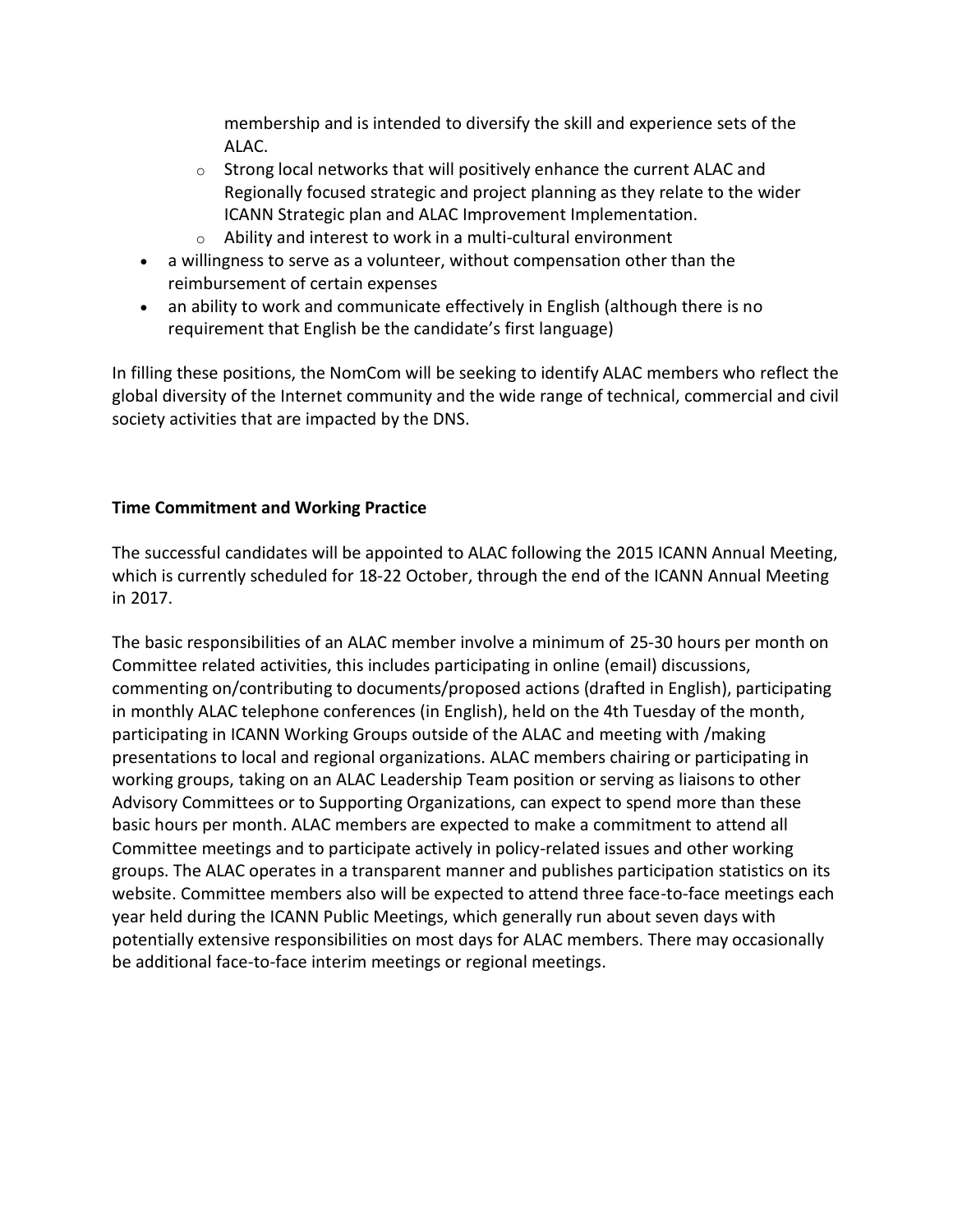membership and is intended to diversify the skill and experience sets of the ALAC.

    - Strong local networks that will positively enhance the current ALAC and Regionally focused strategic and project planning as they relate to the wider ICANN Strategic plan and ALAC Improvement Implementation.
    - Ability and interest to work in a multi-cultural environment

- a willingness to serve as a volunteer, without compensation other than the reimbursement of certain expenses
- an ability to work and communicate effectively in English (although there is no requirement that English be the candidate's first language)

In filling these positions, the NomCom will be seeking to identify ALAC members who reflect the global diversity of the Internet community and the wide range of technical, commercial and civil society activities that are impacted by the DNS.

**Time Commitment and Working Practice**

The successful candidates will be appointed to ALAC following the 2015 ICANN Annual Meeting, which is currently scheduled for 18-22 October, through the end of the ICANN Annual Meeting in 2017.

The basic responsibilities of an ALAC member involve a minimum of 25-30 hours per month on Committee related activities, this includes participating in online (email) discussions, commenting on/contributing to documents/proposed actions (drafted in English), participating in monthly ALAC telephone conferences (in English), held on the 4th Tuesday of the month, participating in ICANN Working Groups outside of the ALAC and meeting with /making presentations to local and regional organizations. ALAC members chairing or participating in working groups, taking on an ALAC Leadership Team position or serving as liaisons to other Advisory Committees or to Supporting Organizations, can expect to spend more than these basic hours per month. ALAC members are expected to make a commitment to attend all Committee meetings and to participate actively in policy-related issues and other working groups. The ALAC operates in a transparent manner and publishes participation statistics on its website. Committee members also will be expected to attend three face-to-face meetings each year held during the ICANN Public Meetings, which generally run about seven days with potentially extensive responsibilities on most days for ALAC members. There may occasionally be additional face-to-face interim meetings or regional meetings.